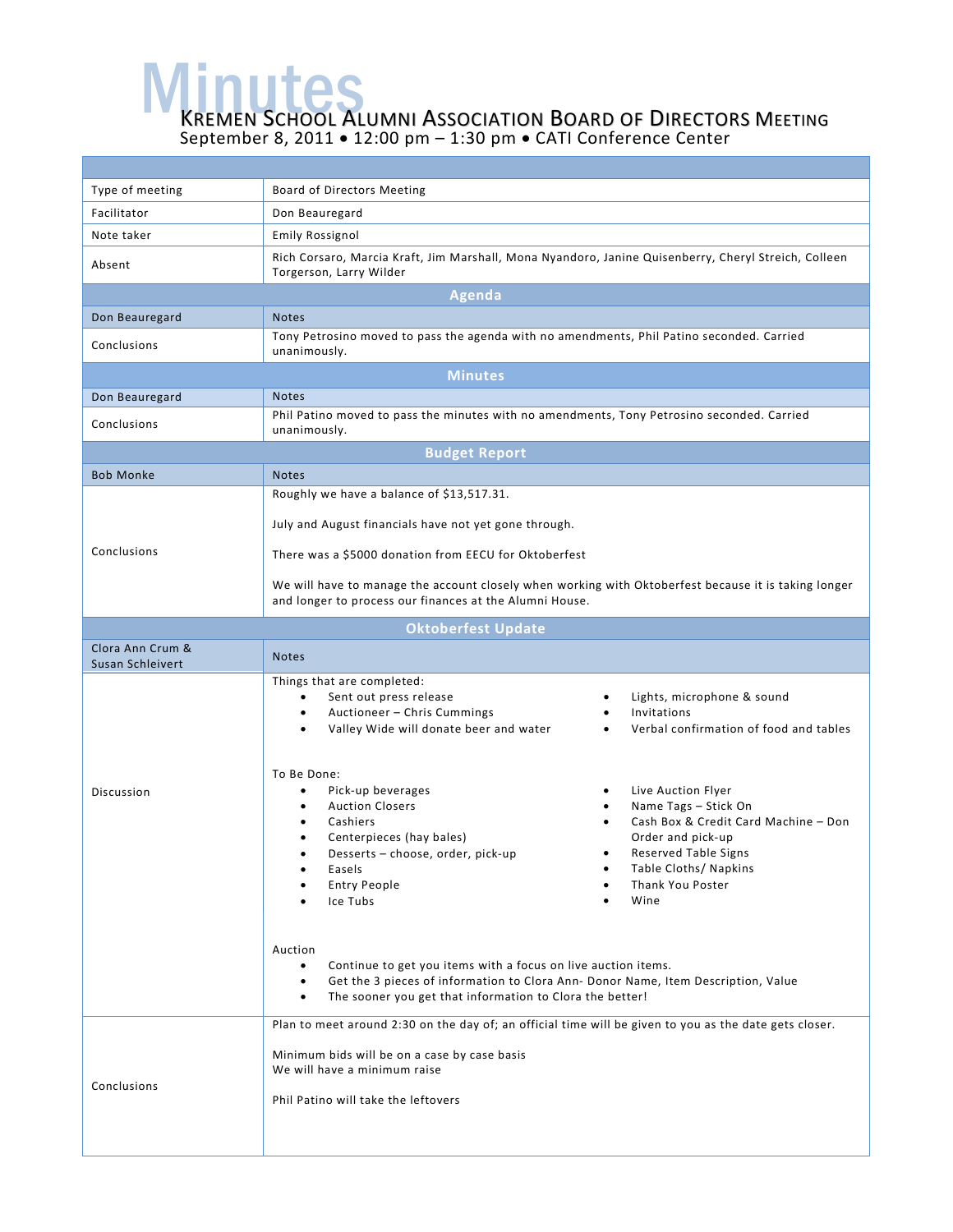# Minutes

## KREMEN SCHOOL ALUMNI ASSOCIATION BOARD OF DIRECTORS MEETING

September 8, 2011 • 12:00 pm – 1:30 pm • CATI Conference Center

| | |
|---|---|
| Type of meeting | Board of Directors Meeting |
| Facilitator | Don Beauregard |
| Note taker | Emily Rossignol |
| Absent | Rich Corsaro, Marcia Kraft, Jim Marshall, Mona Nyandoro, Janine Quisenberry, Cheryl Streich, Colleen Torgerson, Larry Wilder |

### Agenda

| Don Beauregard | Notes |
|---|---|
| Conclusions | Tony Petrosino moved to pass the agenda with no amendments, Phil Patino seconded. Carried unanimously. |

### Minutes

| Don Beauregard | Notes |
|---|---|
| Conclusions | Phil Patino moved to pass the minutes with no amendments, Tony Petrosino seconded. Carried unanimously. |

### Budget Report

| Bob Monke | Notes |
|---|---|
| Conclusions | Roughly we have a balance of $13,517.31.<br><br>July and August financials have not yet gone through.<br><br>There was a $5000 donation from EECU for Oktoberfest<br><br>We will have to manage the account closely when working with Oktoberfest because it is taking longer and longer to process our finances at the Alumni House. |

### Oktoberfest Update

**Clora Ann Crum & Susan Schleivert** — Notes

**Discussion**

Things that are completed:

- Sent out press release
- Auctioneer – Chris Cummings
- Valley Wide will donate beer and water
- Lights, microphone & sound
- Invitations
- Verbal confirmation of food and tables

To Be Done:

- Pick-up beverages
- Auction Closers
- Cashiers
- Centerpieces (hay bales)
- Desserts – choose, order, pick-up
- Easels
- Entry People
- Ice Tubs
- Live Auction Flyer
- Name Tags – Stick On
- Cash Box & Credit Card Machine – Don Order and pick-up
- Reserved Table Signs
- Table Cloths/ Napkins
- Thank You Poster
- Wine

Auction

- Continue to get you items with a focus on live auction items.
- Get the 3 pieces of information to Clora Ann- Donor Name, Item Description, Value
- The sooner you get that information to Clora the better!

**Conclusions**

Plan to meet around 2:30 on the day of; an official time will be given to you as the date gets closer.

Minimum bids will be on a case by case basis
We will have a minimum raise

Phil Patino will take the leftovers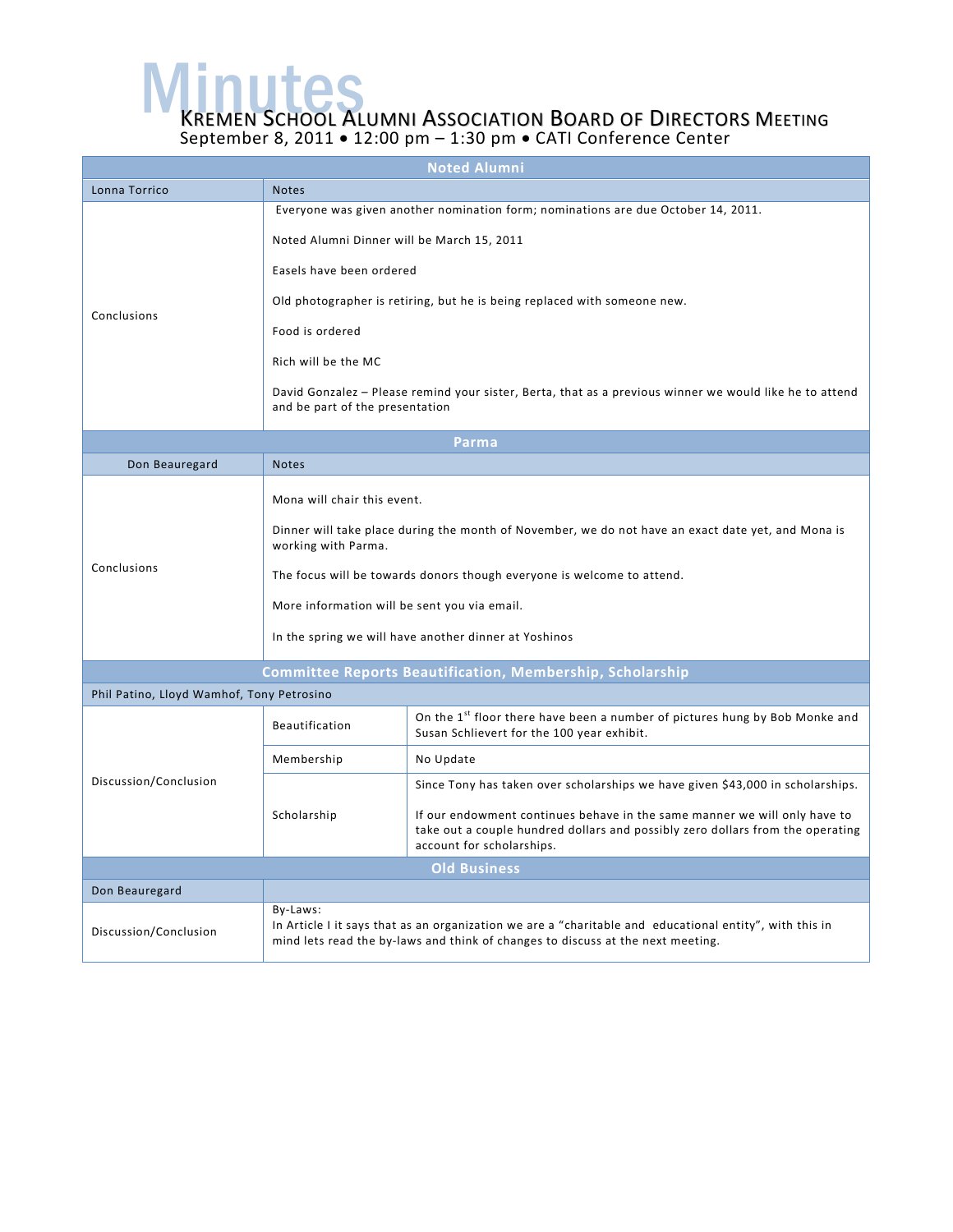# Minutes

## Kremen School Alumni Association Board of Directors Meeting

September 8, 2011 • 12:00 pm – 1:30 pm • CATI Conference Center

| Noted Alumni | |
|---|---|
| Lonna Torrico | Notes |
| Conclusions | Everyone was given another nomination form; nominations are due October 14, 2011.<br><br>Noted Alumni Dinner will be March 15, 2011<br><br>Easels have been ordered<br><br>Old photographer is retiring, but he is being replaced with someone new.<br><br>Food is ordered<br><br>Rich will be the MC<br><br>David Gonzalez – Please remind your sister, Berta, that as a previous winner we would like he to attend and be part of the presentation |

| Parma | |
|---|---|
| Don Beauregard | Notes |
| Conclusions | Mona will chair this event.<br><br>Dinner will take place during the month of November, we do not have an exact date yet, and Mona is working with Parma.<br><br>The focus will be towards donors though everyone is welcome to attend.<br><br>More information will be sent you via email.<br><br>In the spring we will have another dinner at Yoshinos |

| Committee Reports Beautification, Membership, Scholarship | | |
|---|---|---|
| Phil Patino, Lloyd Wamhof, Tony Petrosino | | |
| Discussion/Conclusion | Beautification | On the 1st floor there have been a number of pictures hung by Bob Monke and Susan Schlievert for the 100 year exhibit. |
| | Membership | No Update |
| | Scholarship | Since Tony has taken over scholarships we have given $43,000 in scholarships.<br><br>If our endowment continues behave in the same manner we will only have to take out a couple hundred dollars and possibly zero dollars from the operating account for scholarships. |

| Old Business | |
|---|---|
| Don Beauregard | |
| Discussion/Conclusion | By-Laws:<br>In Article I it says that as an organization we are a "charitable and educational entity", with this in mind lets read the by-laws and think of changes to discuss at the next meeting. |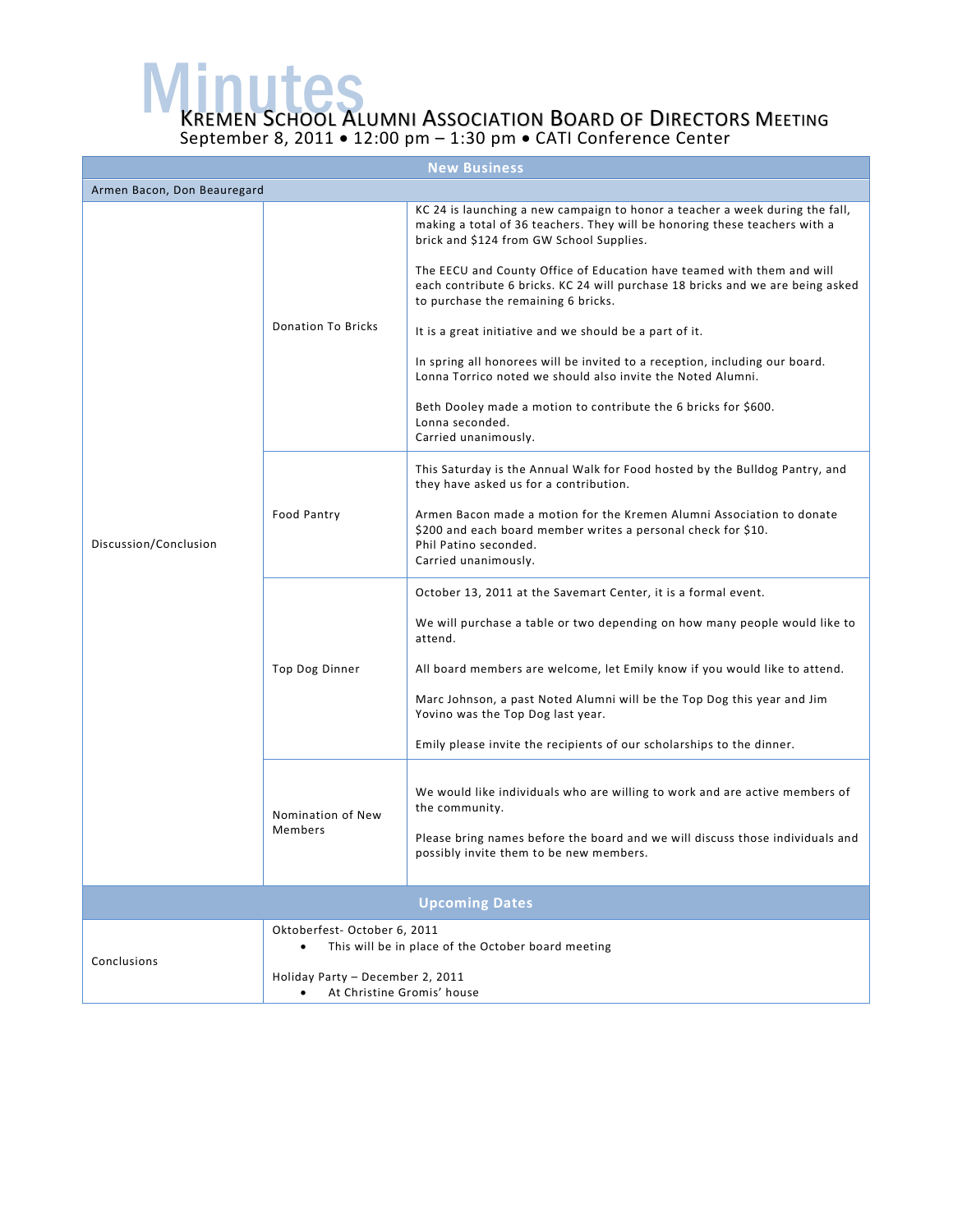# Minutes

## Kremen School Alumni Association Board of Directors Meeting

September 8, 2011 • 12:00 pm – 1:30 pm • CATI Conference Center

| New Business | | |
|---|---|---|
| Armen Bacon, Don Beauregard | | |
| Discussion/Conclusion | Donation To Bricks | KC 24 is launching a new campaign to honor a teacher a week during the fall, making a total of 36 teachers. They will be honoring these teachers with a brick and $124 from GW School Supplies.<br><br>The EECU and County Office of Education have teamed with them and will each contribute 6 bricks. KC 24 will purchase 18 bricks and we are being asked to purchase the remaining 6 bricks.<br><br>It is a great initiative and we should be a part of it.<br><br>In spring all honorees will be invited to a reception, including our board. Lonna Torrico noted we should also invite the Noted Alumni.<br><br>Beth Dooley made a motion to contribute the 6 bricks for $600.<br>Lonna seconded.<br>Carried unanimously. |
| | Food Pantry | This Saturday is the Annual Walk for Food hosted by the Bulldog Pantry, and they have asked us for a contribution.<br><br>Armen Bacon made a motion for the Kremen Alumni Association to donate $200 and each board member writes a personal check for $10.<br>Phil Patino seconded.<br>Carried unanimously. |
| | Top Dog Dinner | October 13, 2011 at the Savemart Center, it is a formal event.<br><br>We will purchase a table or two depending on how many people would like to attend.<br><br>All board members are welcome, let Emily know if you would like to attend.<br><br>Marc Johnson, a past Noted Alumni will be the Top Dog this year and Jim Yovino was the Top Dog last year.<br><br>Emily please invite the recipients of our scholarships to the dinner. |
| | Nomination of New Members | We would like individuals who are willing to work and are active members of the community.<br><br>Please bring names before the board and we will discuss those individuals and possibly invite them to be new members. |
| **Upcoming Dates** | | |
| Conclusions | Oktoberfest- October 6, 2011<br>• This will be in place of the October board meeting<br><br>Holiday Party – December 2, 2011<br>• At Christine Gromis' house | |